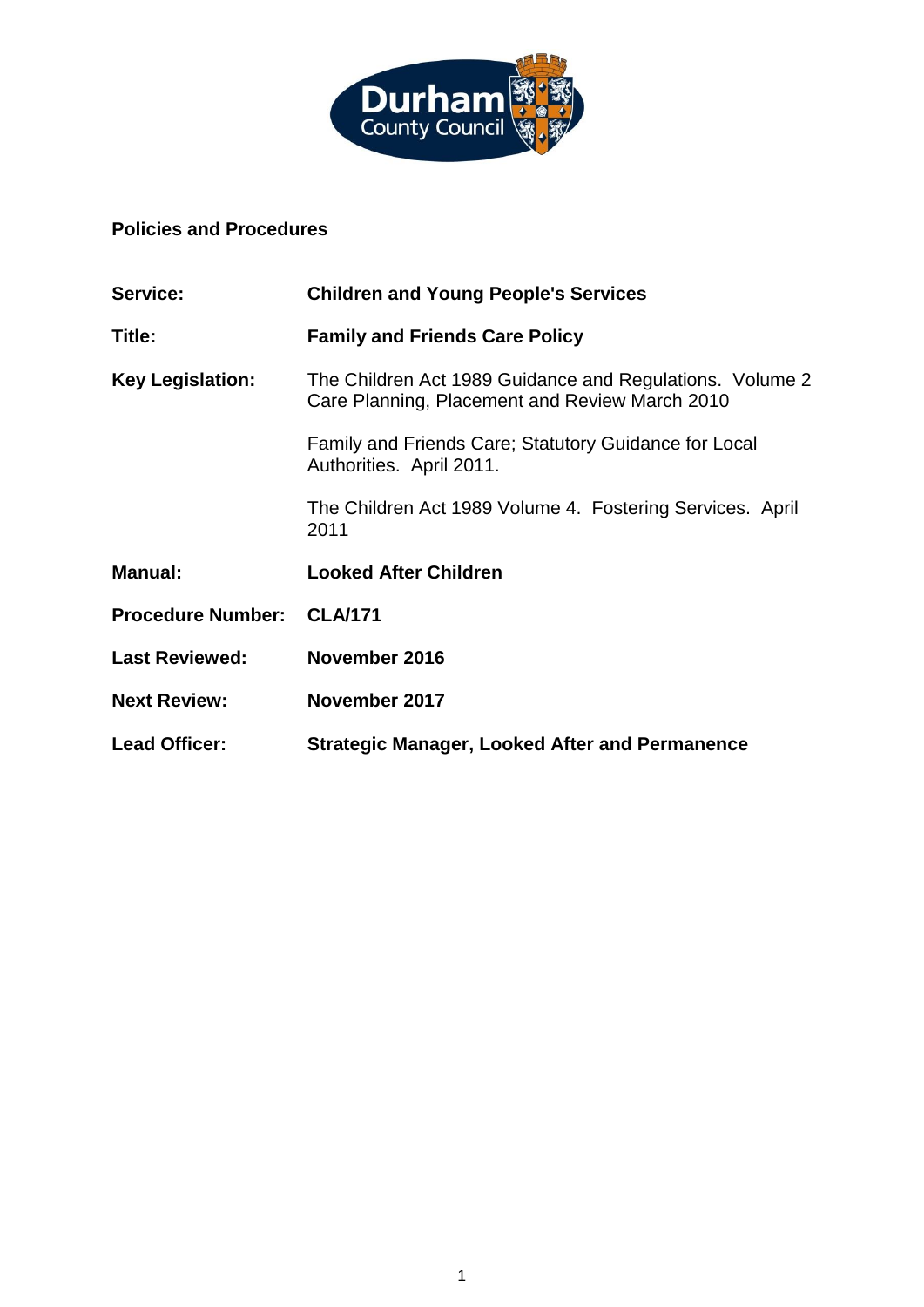**Policies and Procedures**

| | |
|---|---|
| **Service:** | **Children and Young People's Services** |
| **Title:** | **Family and Friends Care Policy** |
| **Key Legislation:** | The Children Act 1989 Guidance and Regulations. Volume 2 Care Planning, Placement and Review March 2010<br><br>Family and Friends Care; Statutory Guidance for Local Authorities. April 2011.<br><br>The Children Act 1989 Volume 4. Fostering Services. April 2011 |
| **Manual:** | **Looked After Children** |
| **Procedure Number:** | **CLA/171** |
| **Last Reviewed:** | **November 2016** |
| **Next Review:** | **November 2017** |
| **Lead Officer:** | **Strategic Manager, Looked After and Permanence** |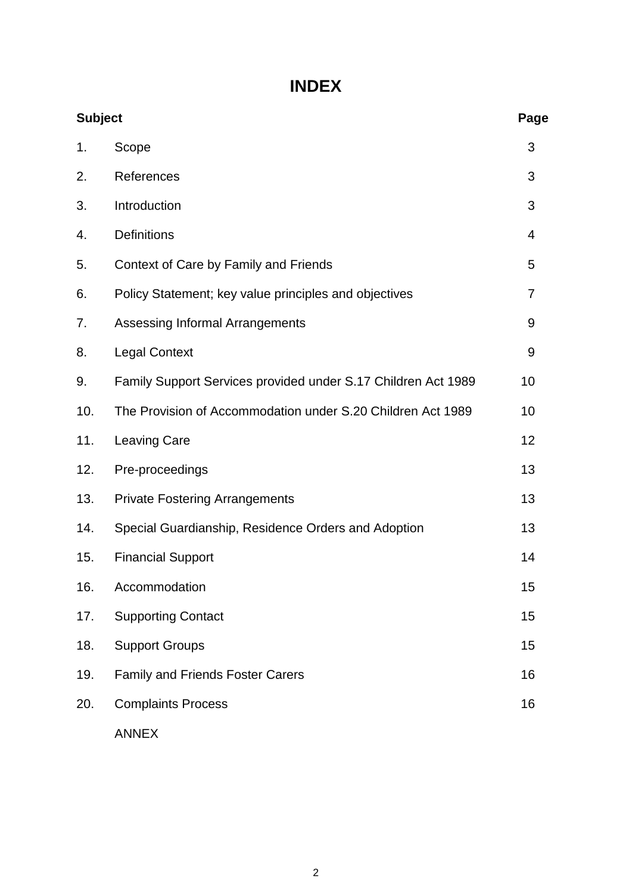# INDEX

| Subject | | Page |
|---|---|---|
| 1. | Scope | 3 |
| 2. | References | 3 |
| 3. | Introduction | 3 |
| 4. | Definitions | 4 |
| 5. | Context of Care by Family and Friends | 5 |
| 6. | Policy Statement; key value principles and objectives | 7 |
| 7. | Assessing Informal Arrangements | 9 |
| 8. | Legal Context | 9 |
| 9. | Family Support Services provided under S.17 Children Act 1989 | 10 |
| 10. | The Provision of Accommodation under S.20 Children Act 1989 | 10 |
| 11. | Leaving Care | 12 |
| 12. | Pre-proceedings | 13 |
| 13. | Private Fostering Arrangements | 13 |
| 14. | Special Guardianship, Residence Orders and Adoption | 13 |
| 15. | Financial Support | 14 |
| 16. | Accommodation | 15 |
| 17. | Supporting Contact | 15 |
| 18. | Support Groups | 15 |
| 19. | Family and Friends Foster Carers | 16 |
| 20. | Complaints Process | 16 |
| | ANNEX | |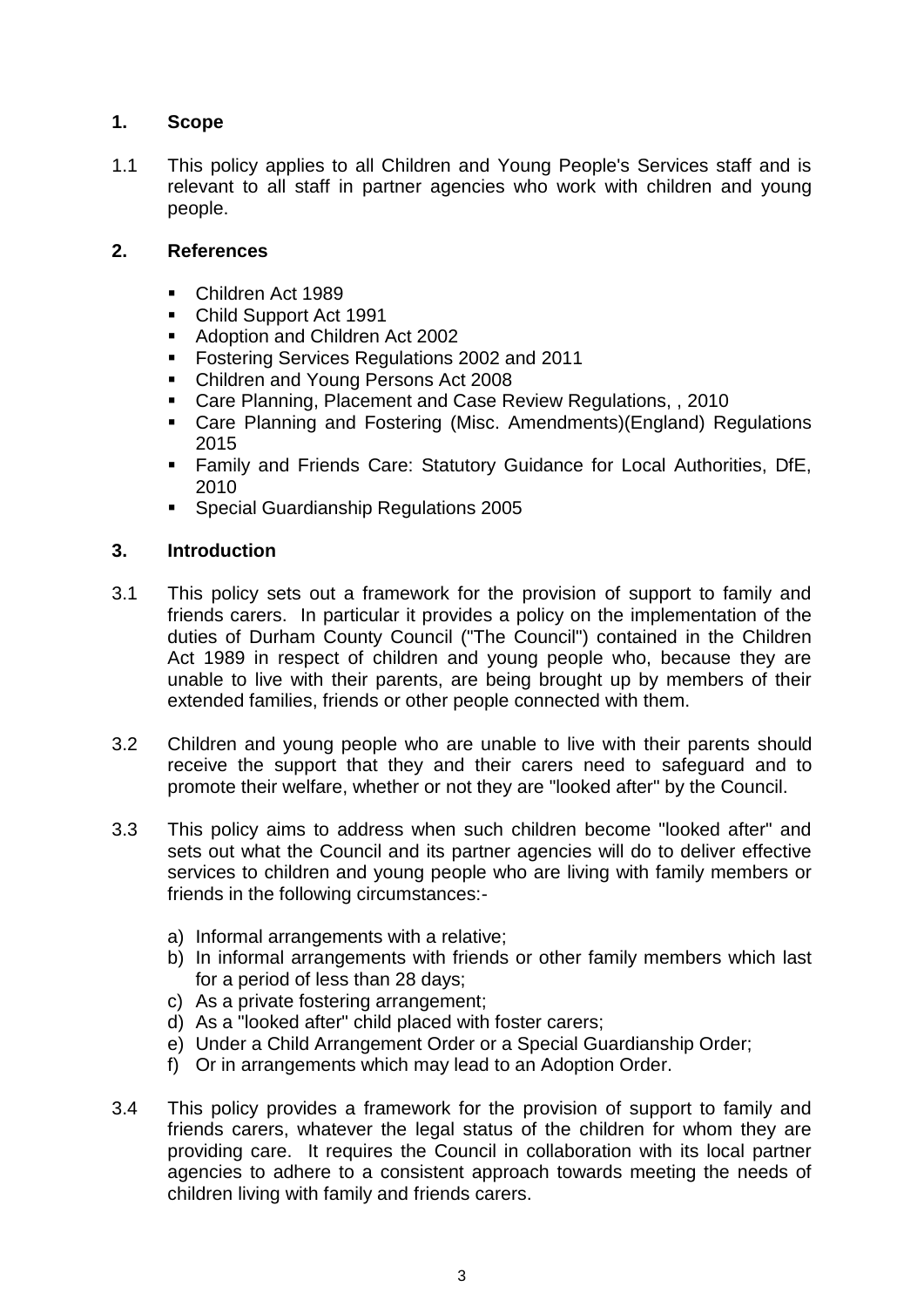## 1. Scope

1.1 This policy applies to all Children and Young People's Services staff and is relevant to all staff in partner agencies who work with children and young people.

## 2. References

- Children Act 1989
- Child Support Act 1991
- Adoption and Children Act 2002
- Fostering Services Regulations 2002 and 2011
- Children and Young Persons Act 2008
- Care Planning, Placement and Case Review Regulations, , 2010
- Care Planning and Fostering (Misc. Amendments)(England) Regulations 2015
- Family and Friends Care: Statutory Guidance for Local Authorities, DfE, 2010
- Special Guardianship Regulations 2005

## 3. Introduction

3.1 This policy sets out a framework for the provision of support to family and friends carers. In particular it provides a policy on the implementation of the duties of Durham County Council ("The Council") contained in the Children Act 1989 in respect of children and young people who, because they are unable to live with their parents, are being brought up by members of their extended families, friends or other people connected with them.

3.2 Children and young people who are unable to live with their parents should receive the support that they and their carers need to safeguard and to promote their welfare, whether or not they are "looked after" by the Council.

3.3 This policy aims to address when such children become "looked after" and sets out what the Council and its partner agencies will do to deliver effective services to children and young people who are living with family members or friends in the following circumstances:-

a) Informal arrangements with a relative;
b) In informal arrangements with friends or other family members which last for a period of less than 28 days;
c) As a private fostering arrangement;
d) As a "looked after" child placed with foster carers;
e) Under a Child Arrangement Order or a Special Guardianship Order;
f) Or in arrangements which may lead to an Adoption Order.

3.4 This policy provides a framework for the provision of support to family and friends carers, whatever the legal status of the children for whom they are providing care. It requires the Council in collaboration with its local partner agencies to adhere to a consistent approach towards meeting the needs of children living with family and friends carers.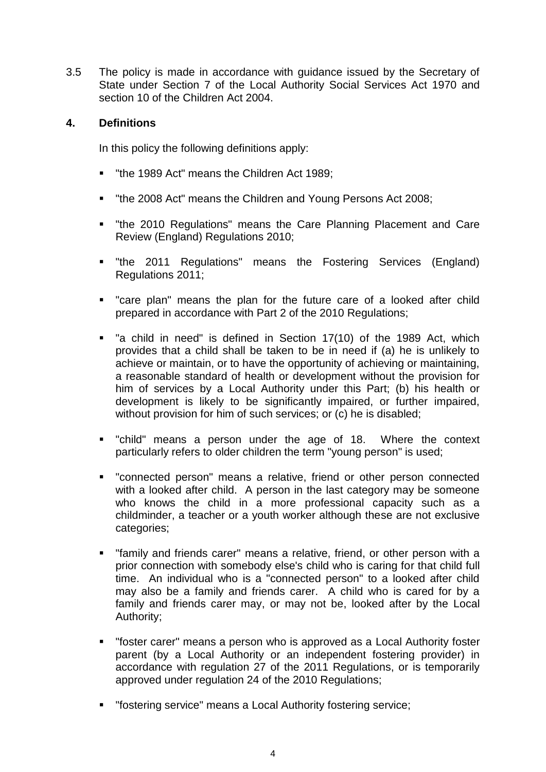3.5 The policy is made in accordance with guidance issued by the Secretary of State under Section 7 of the Local Authority Social Services Act 1970 and section 10 of the Children Act 2004.

## 4. Definitions

In this policy the following definitions apply:

- "the 1989 Act" means the Children Act 1989;
- "the 2008 Act" means the Children and Young Persons Act 2008;
- "the 2010 Regulations" means the Care Planning Placement and Care Review (England) Regulations 2010;
- "the 2011 Regulations" means the Fostering Services (England) Regulations 2011;
- "care plan" means the plan for the future care of a looked after child prepared in accordance with Part 2 of the 2010 Regulations;
- "a child in need" is defined in Section 17(10) of the 1989 Act, which provides that a child shall be taken to be in need if (a) he is unlikely to achieve or maintain, or to have the opportunity of achieving or maintaining, a reasonable standard of health or development without the provision for him of services by a Local Authority under this Part; (b) his health or development is likely to be significantly impaired, or further impaired, without provision for him of such services; or (c) he is disabled;
- "child" means a person under the age of 18. Where the context particularly refers to older children the term "young person" is used;
- "connected person" means a relative, friend or other person connected with a looked after child. A person in the last category may be someone who knows the child in a more professional capacity such as a childminder, a teacher or a youth worker although these are not exclusive categories;
- "family and friends carer" means a relative, friend, or other person with a prior connection with somebody else's child who is caring for that child full time. An individual who is a "connected person" to a looked after child may also be a family and friends carer. A child who is cared for by a family and friends carer may, or may not be, looked after by the Local Authority;
- "foster carer" means a person who is approved as a Local Authority foster parent (by a Local Authority or an independent fostering provider) in accordance with regulation 27 of the 2011 Regulations, or is temporarily approved under regulation 24 of the 2010 Regulations;
- "fostering service" means a Local Authority fostering service;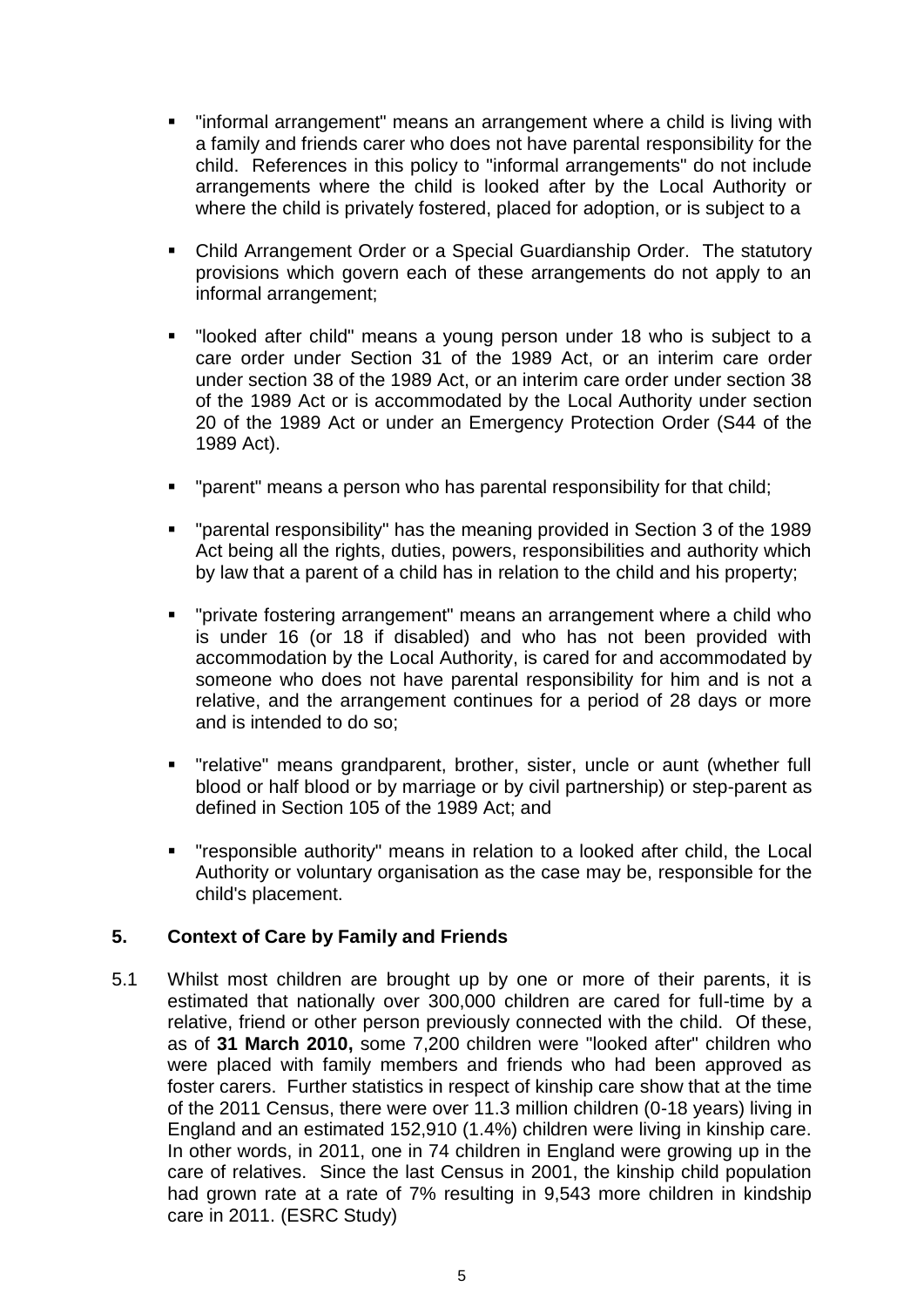- "informal arrangement" means an arrangement where a child is living with a family and friends carer who does not have parental responsibility for the child. References in this policy to "informal arrangements" do not include arrangements where the child is looked after by the Local Authority or where the child is privately fostered, placed for adoption, or is subject to a

- Child Arrangement Order or a Special Guardianship Order. The statutory provisions which govern each of these arrangements do not apply to an informal arrangement;

- "looked after child" means a young person under 18 who is subject to a care order under Section 31 of the 1989 Act, or an interim care order under section 38 of the 1989 Act, or an interim care order under section 38 of the 1989 Act or is accommodated by the Local Authority under section 20 of the 1989 Act or under an Emergency Protection Order (S44 of the 1989 Act).

- "parent" means a person who has parental responsibility for that child;

- "parental responsibility" has the meaning provided in Section 3 of the 1989 Act being all the rights, duties, powers, responsibilities and authority which by law that a parent of a child has in relation to the child and his property;

- "private fostering arrangement" means an arrangement where a child who is under 16 (or 18 if disabled) and who has not been provided with accommodation by the Local Authority, is cared for and accommodated by someone who does not have parental responsibility for him and is not a relative, and the arrangement continues for a period of 28 days or more and is intended to do so;

- "relative" means grandparent, brother, sister, uncle or aunt (whether full blood or half blood or by marriage or by civil partnership) or step-parent as defined in Section 105 of the 1989 Act; and

- "responsible authority" means in relation to a looked after child, the Local Authority or voluntary organisation as the case may be, responsible for the child's placement.

## 5. Context of Care by Family and Friends

5.1 Whilst most children are brought up by one or more of their parents, it is estimated that nationally over 300,000 children are cared for full-time by a relative, friend or other person previously connected with the child. Of these, as of **31 March 2010,** some 7,200 children were "looked after" children who were placed with family members and friends who had been approved as foster carers. Further statistics in respect of kinship care show that at the time of the 2011 Census, there were over 11.3 million children (0-18 years) living in England and an estimated 152,910 (1.4%) children were living in kinship care. In other words, in 2011, one in 74 children in England were growing up in the care of relatives. Since the last Census in 2001, the kinship child population had grown rate at a rate of 7% resulting in 9,543 more children in kindship care in 2011. (ESRC Study)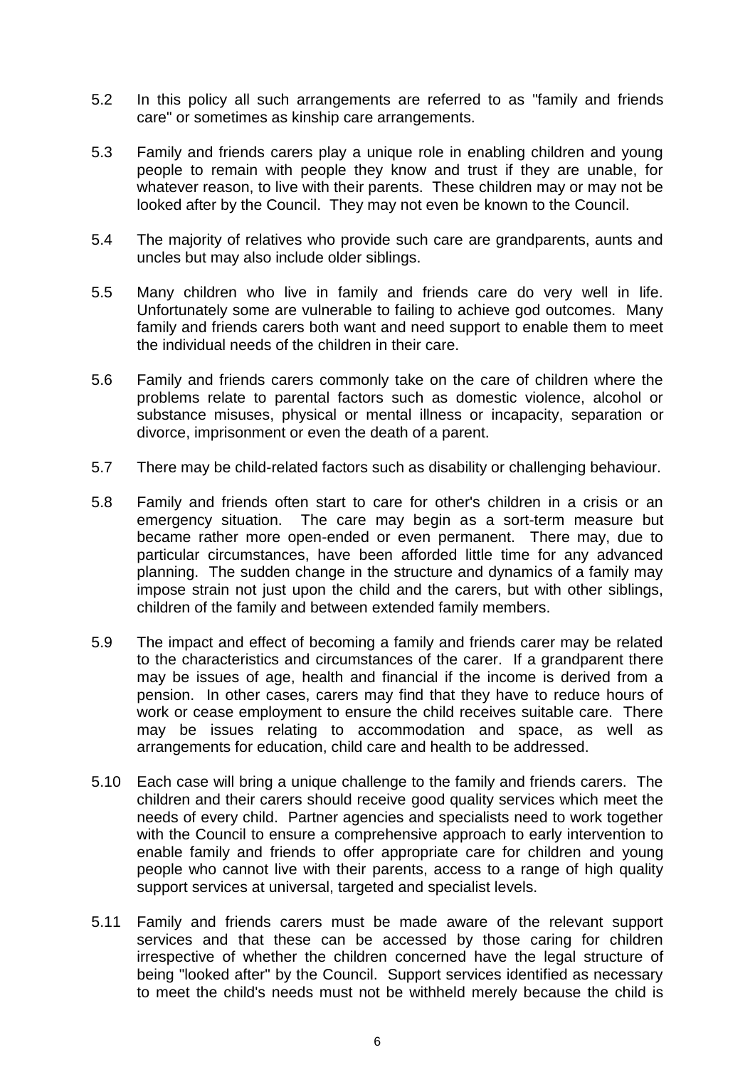5.2 In this policy all such arrangements are referred to as "family and friends care" or sometimes as kinship care arrangements.

5.3 Family and friends carers play a unique role in enabling children and young people to remain with people they know and trust if they are unable, for whatever reason, to live with their parents. These children may or may not be looked after by the Council. They may not even be known to the Council.

5.4 The majority of relatives who provide such care are grandparents, aunts and uncles but may also include older siblings.

5.5 Many children who live in family and friends care do very well in life. Unfortunately some are vulnerable to failing to achieve god outcomes. Many family and friends carers both want and need support to enable them to meet the individual needs of the children in their care.

5.6 Family and friends carers commonly take on the care of children where the problems relate to parental factors such as domestic violence, alcohol or substance misuses, physical or mental illness or incapacity, separation or divorce, imprisonment or even the death of a parent.

5.7 There may be child-related factors such as disability or challenging behaviour.

5.8 Family and friends often start to care for other's children in a crisis or an emergency situation. The care may begin as a sort-term measure but became rather more open-ended or even permanent. There may, due to particular circumstances, have been afforded little time for any advanced planning. The sudden change in the structure and dynamics of a family may impose strain not just upon the child and the carers, but with other siblings, children of the family and between extended family members.

5.9 The impact and effect of becoming a family and friends carer may be related to the characteristics and circumstances of the carer. If a grandparent there may be issues of age, health and financial if the income is derived from a pension. In other cases, carers may find that they have to reduce hours of work or cease employment to ensure the child receives suitable care. There may be issues relating to accommodation and space, as well as arrangements for education, child care and health to be addressed.

5.10 Each case will bring a unique challenge to the family and friends carers. The children and their carers should receive good quality services which meet the needs of every child. Partner agencies and specialists need to work together with the Council to ensure a comprehensive approach to early intervention to enable family and friends to offer appropriate care for children and young people who cannot live with their parents, access to a range of high quality support services at universal, targeted and specialist levels.

5.11 Family and friends carers must be made aware of the relevant support services and that these can be accessed by those caring for children irrespective of whether the children concerned have the legal structure of being "looked after" by the Council. Support services identified as necessary to meet the child's needs must not be withheld merely because the child is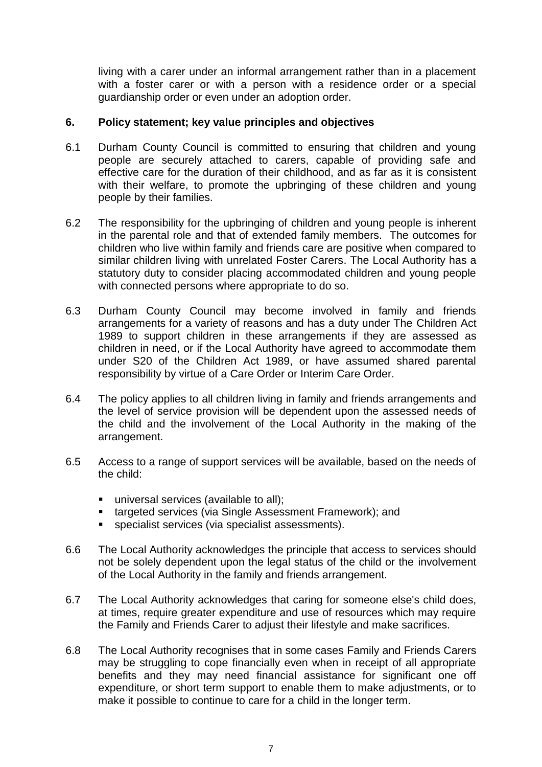living with a carer under an informal arrangement rather than in a placement with a foster carer or with a person with a residence order or a special guardianship order or even under an adoption order.

## 6. Policy statement; key value principles and objectives

6.1 Durham County Council is committed to ensuring that children and young people are securely attached to carers, capable of providing safe and effective care for the duration of their childhood, and as far as it is consistent with their welfare, to promote the upbringing of these children and young people by their families.

6.2 The responsibility for the upbringing of children and young people is inherent in the parental role and that of extended family members. The outcomes for children who live within family and friends care are positive when compared to similar children living with unrelated Foster Carers. The Local Authority has a statutory duty to consider placing accommodated children and young people with connected persons where appropriate to do so.

6.3 Durham County Council may become involved in family and friends arrangements for a variety of reasons and has a duty under The Children Act 1989 to support children in these arrangements if they are assessed as children in need, or if the Local Authority have agreed to accommodate them under S20 of the Children Act 1989, or have assumed shared parental responsibility by virtue of a Care Order or Interim Care Order.

6.4 The policy applies to all children living in family and friends arrangements and the level of service provision will be dependent upon the assessed needs of the child and the involvement of the Local Authority in the making of the arrangement.

6.5 Access to a range of support services will be available, based on the needs of the child:

- universal services (available to all);
- targeted services (via Single Assessment Framework); and
- specialist services (via specialist assessments).

6.6 The Local Authority acknowledges the principle that access to services should not be solely dependent upon the legal status of the child or the involvement of the Local Authority in the family and friends arrangement.

6.7 The Local Authority acknowledges that caring for someone else's child does, at times, require greater expenditure and use of resources which may require the Family and Friends Carer to adjust their lifestyle and make sacrifices.

6.8 The Local Authority recognises that in some cases Family and Friends Carers may be struggling to cope financially even when in receipt of all appropriate benefits and they may need financial assistance for significant one off expenditure, or short term support to enable them to make adjustments, or to make it possible to continue to care for a child in the longer term.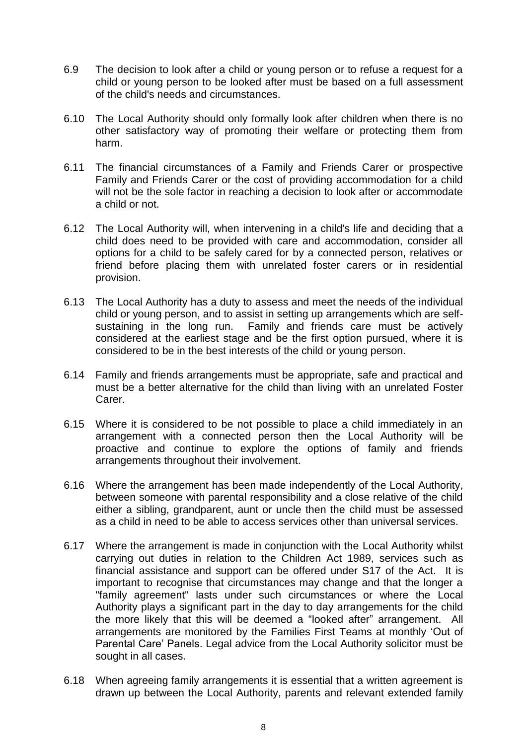6.9 The decision to look after a child or young person or to refuse a request for a child or young person to be looked after must be based on a full assessment of the child's needs and circumstances.

6.10 The Local Authority should only formally look after children when there is no other satisfactory way of promoting their welfare or protecting them from harm.

6.11 The financial circumstances of a Family and Friends Carer or prospective Family and Friends Carer or the cost of providing accommodation for a child will not be the sole factor in reaching a decision to look after or accommodate a child or not.

6.12 The Local Authority will, when intervening in a child's life and deciding that a child does need to be provided with care and accommodation, consider all options for a child to be safely cared for by a connected person, relatives or friend before placing them with unrelated foster carers or in residential provision.

6.13 The Local Authority has a duty to assess and meet the needs of the individual child or young person, and to assist in setting up arrangements which are self-sustaining in the long run. Family and friends care must be actively considered at the earliest stage and be the first option pursued, where it is considered to be in the best interests of the child or young person.

6.14 Family and friends arrangements must be appropriate, safe and practical and must be a better alternative for the child than living with an unrelated Foster Carer.

6.15 Where it is considered to be not possible to place a child immediately in an arrangement with a connected person then the Local Authority will be proactive and continue to explore the options of family and friends arrangements throughout their involvement.

6.16 Where the arrangement has been made independently of the Local Authority, between someone with parental responsibility and a close relative of the child either a sibling, grandparent, aunt or uncle then the child must be assessed as a child in need to be able to access services other than universal services.

6.17 Where the arrangement is made in conjunction with the Local Authority whilst carrying out duties in relation to the Children Act 1989, services such as financial assistance and support can be offered under S17 of the Act. It is important to recognise that circumstances may change and that the longer a "family agreement" lasts under such circumstances or where the Local Authority plays a significant part in the day to day arrangements for the child the more likely that this will be deemed a "looked after" arrangement. All arrangements are monitored by the Families First Teams at monthly 'Out of Parental Care' Panels. Legal advice from the Local Authority solicitor must be sought in all cases.

6.18 When agreeing family arrangements it is essential that a written agreement is drawn up between the Local Authority, parents and relevant extended family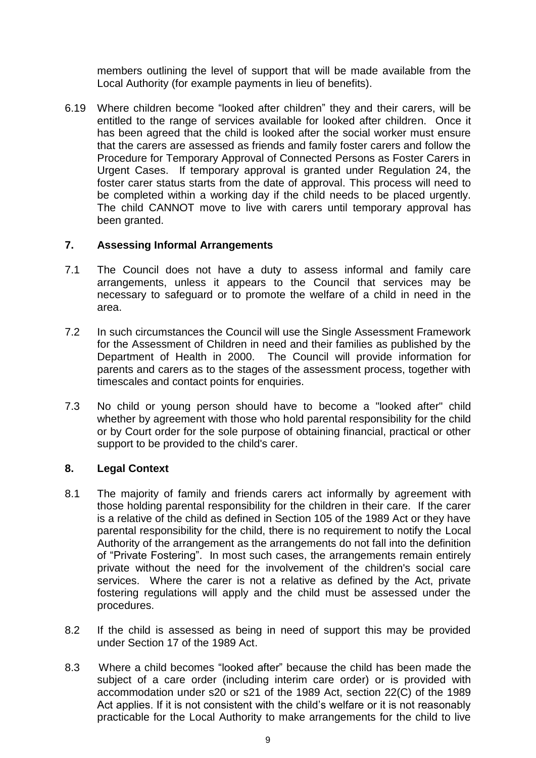members outlining the level of support that will be made available from the Local Authority (for example payments in lieu of benefits).

6.19 Where children become "looked after children" they and their carers, will be entitled to the range of services available for looked after children. Once it has been agreed that the child is looked after the social worker must ensure that the carers are assessed as friends and family foster carers and follow the Procedure for Temporary Approval of Connected Persons as Foster Carers in Urgent Cases. If temporary approval is granted under Regulation 24, the foster carer status starts from the date of approval. This process will need to be completed within a working day if the child needs to be placed urgently. The child CANNOT move to live with carers until temporary approval has been granted.

## 7. Assessing Informal Arrangements

7.1 The Council does not have a duty to assess informal and family care arrangements, unless it appears to the Council that services may be necessary to safeguard or to promote the welfare of a child in need in the area.

7.2 In such circumstances the Council will use the Single Assessment Framework for the Assessment of Children in need and their families as published by the Department of Health in 2000. The Council will provide information for parents and carers as to the stages of the assessment process, together with timescales and contact points for enquiries.

7.3 No child or young person should have to become a "looked after" child whether by agreement with those who hold parental responsibility for the child or by Court order for the sole purpose of obtaining financial, practical or other support to be provided to the child's carer.

## 8. Legal Context

8.1 The majority of family and friends carers act informally by agreement with those holding parental responsibility for the children in their care. If the carer is a relative of the child as defined in Section 105 of the 1989 Act or they have parental responsibility for the child, there is no requirement to notify the Local Authority of the arrangement as the arrangements do not fall into the definition of "Private Fostering". In most such cases, the arrangements remain entirely private without the need for the involvement of the children's social care services. Where the carer is not a relative as defined by the Act, private fostering regulations will apply and the child must be assessed under the procedures.

8.2 If the child is assessed as being in need of support this may be provided under Section 17 of the 1989 Act.

8.3 Where a child becomes "looked after" because the child has been made the subject of a care order (including interim care order) or is provided with accommodation under s20 or s21 of the 1989 Act, section 22(C) of the 1989 Act applies. If it is not consistent with the child's welfare or it is not reasonably practicable for the Local Authority to make arrangements for the child to live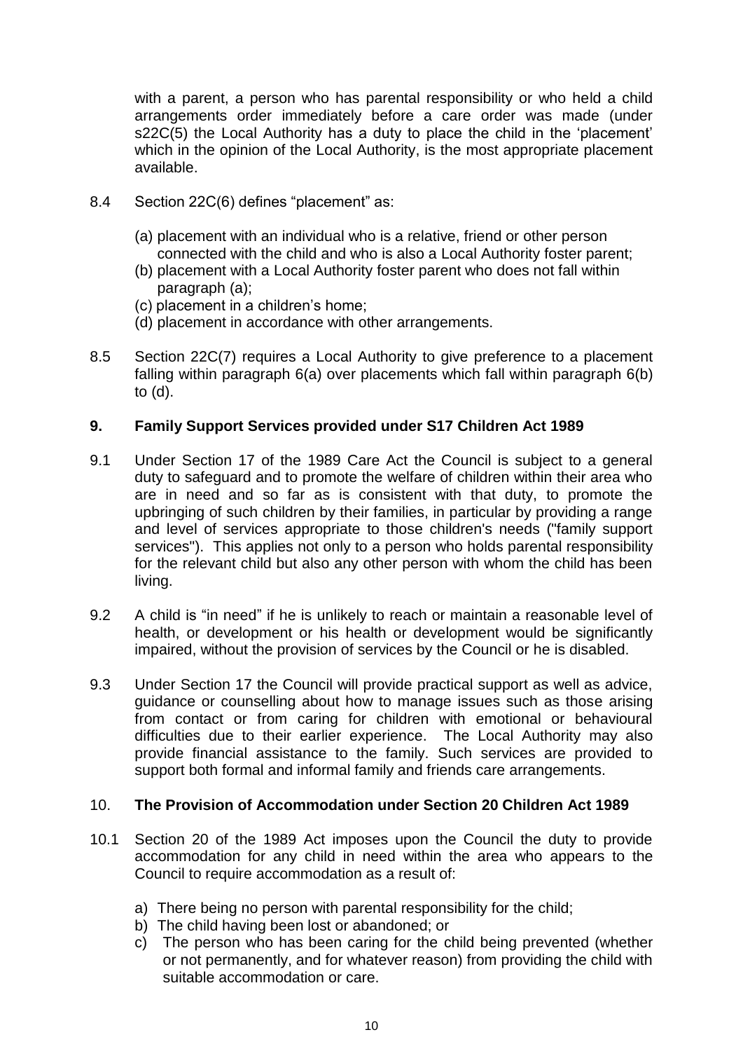with a parent, a person who has parental responsibility or who held a child arrangements order immediately before a care order was made (under s22C(5) the Local Authority has a duty to place the child in the 'placement' which in the opinion of the Local Authority, is the most appropriate placement available.

8.4 Section 22C(6) defines "placement" as:

(a) placement with an individual who is a relative, friend or other person connected with the child and who is also a Local Authority foster parent;
(b) placement with a Local Authority foster parent who does not fall within paragraph (a);
(c) placement in a children's home;
(d) placement in accordance with other arrangements.

8.5 Section 22C(7) requires a Local Authority to give preference to a placement falling within paragraph 6(a) over placements which fall within paragraph 6(b) to (d).

## 9. Family Support Services provided under S17 Children Act 1989

9.1 Under Section 17 of the 1989 Care Act the Council is subject to a general duty to safeguard and to promote the welfare of children within their area who are in need and so far as is consistent with that duty, to promote the upbringing of such children by their families, in particular by providing a range and level of services appropriate to those children's needs ("family support services"). This applies not only to a person who holds parental responsibility for the relevant child but also any other person with whom the child has been living.

9.2 A child is "in need" if he is unlikely to reach or maintain a reasonable level of health, or development or his health or development would be significantly impaired, without the provision of services by the Council or he is disabled.

9.3 Under Section 17 the Council will provide practical support as well as advice, guidance or counselling about how to manage issues such as those arising from contact or from caring for children with emotional or behavioural difficulties due to their earlier experience. The Local Authority may also provide financial assistance to the family. Such services are provided to support both formal and informal family and friends care arrangements.

## 10. The Provision of Accommodation under Section 20 Children Act 1989

10.1 Section 20 of the 1989 Act imposes upon the Council the duty to provide accommodation for any child in need within the area who appears to the Council to require accommodation as a result of:

a) There being no person with parental responsibility for the child;
b) The child having been lost or abandoned; or
c) The person who has been caring for the child being prevented (whether or not permanently, and for whatever reason) from providing the child with suitable accommodation or care.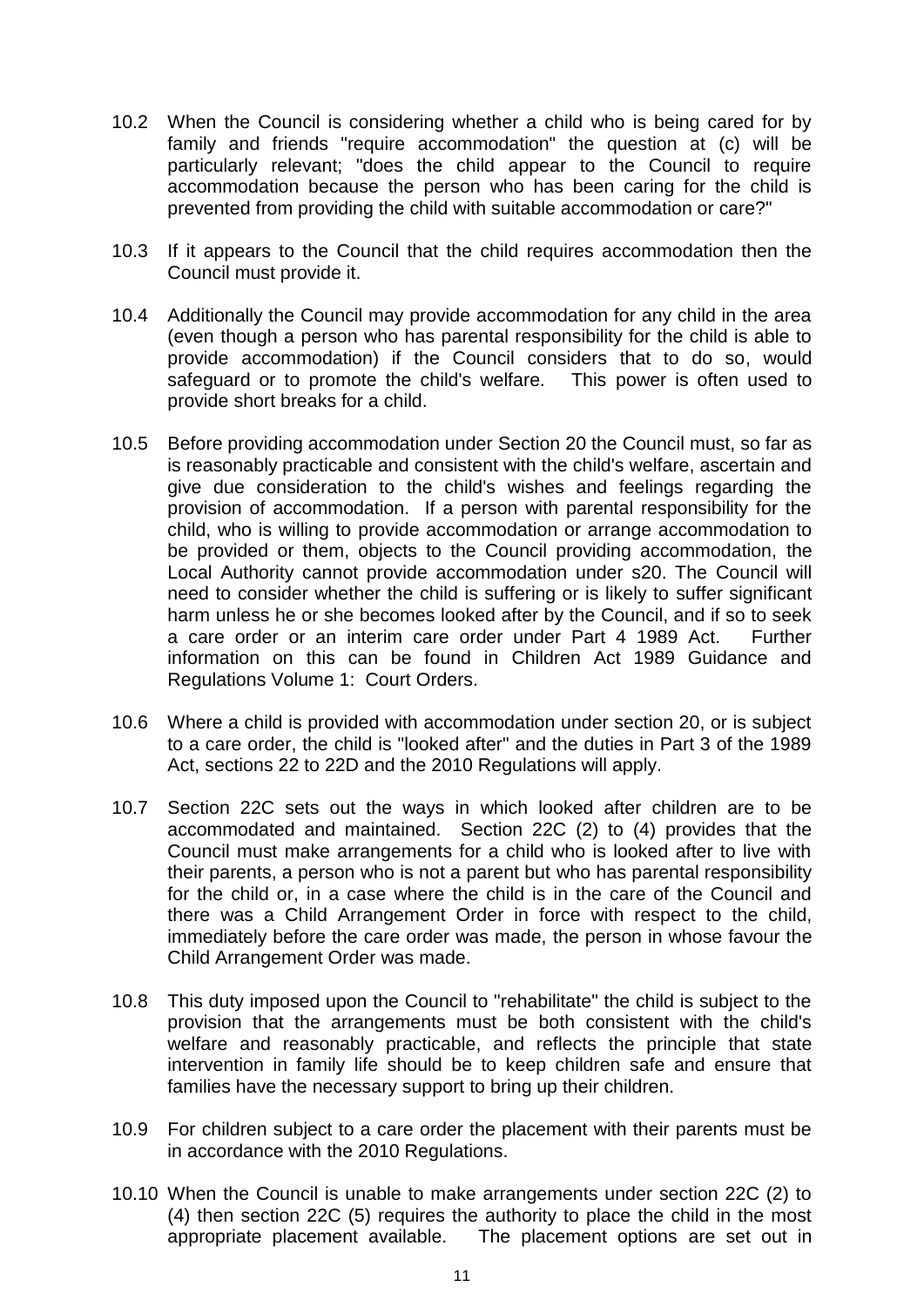10.2 When the Council is considering whether a child who is being cared for by family and friends "require accommodation" the question at (c) will be particularly relevant; "does the child appear to the Council to require accommodation because the person who has been caring for the child is prevented from providing the child with suitable accommodation or care?"

10.3 If it appears to the Council that the child requires accommodation then the Council must provide it.

10.4 Additionally the Council may provide accommodation for any child in the area (even though a person who has parental responsibility for the child is able to provide accommodation) if the Council considers that to do so, would safeguard or to promote the child's welfare. This power is often used to provide short breaks for a child.

10.5 Before providing accommodation under Section 20 the Council must, so far as is reasonably practicable and consistent with the child's welfare, ascertain and give due consideration to the child's wishes and feelings regarding the provision of accommodation. If a person with parental responsibility for the child, who is willing to provide accommodation or arrange accommodation to be provided or them, objects to the Council providing accommodation, the Local Authority cannot provide accommodation under s20. The Council will need to consider whether the child is suffering or is likely to suffer significant harm unless he or she becomes looked after by the Council, and if so to seek a care order or an interim care order under Part 4 1989 Act. Further information on this can be found in Children Act 1989 Guidance and Regulations Volume 1: Court Orders.

10.6 Where a child is provided with accommodation under section 20, or is subject to a care order, the child is "looked after" and the duties in Part 3 of the 1989 Act, sections 22 to 22D and the 2010 Regulations will apply.

10.7 Section 22C sets out the ways in which looked after children are to be accommodated and maintained. Section 22C (2) to (4) provides that the Council must make arrangements for a child who is looked after to live with their parents, a person who is not a parent but who has parental responsibility for the child or, in a case where the child is in the care of the Council and there was a Child Arrangement Order in force with respect to the child, immediately before the care order was made, the person in whose favour the Child Arrangement Order was made.

10.8 This duty imposed upon the Council to "rehabilitate" the child is subject to the provision that the arrangements must be both consistent with the child's welfare and reasonably practicable, and reflects the principle that state intervention in family life should be to keep children safe and ensure that families have the necessary support to bring up their children.

10.9 For children subject to a care order the placement with their parents must be in accordance with the 2010 Regulations.

10.10 When the Council is unable to make arrangements under section 22C (2) to (4) then section 22C (5) requires the authority to place the child in the most appropriate placement available. The placement options are set out in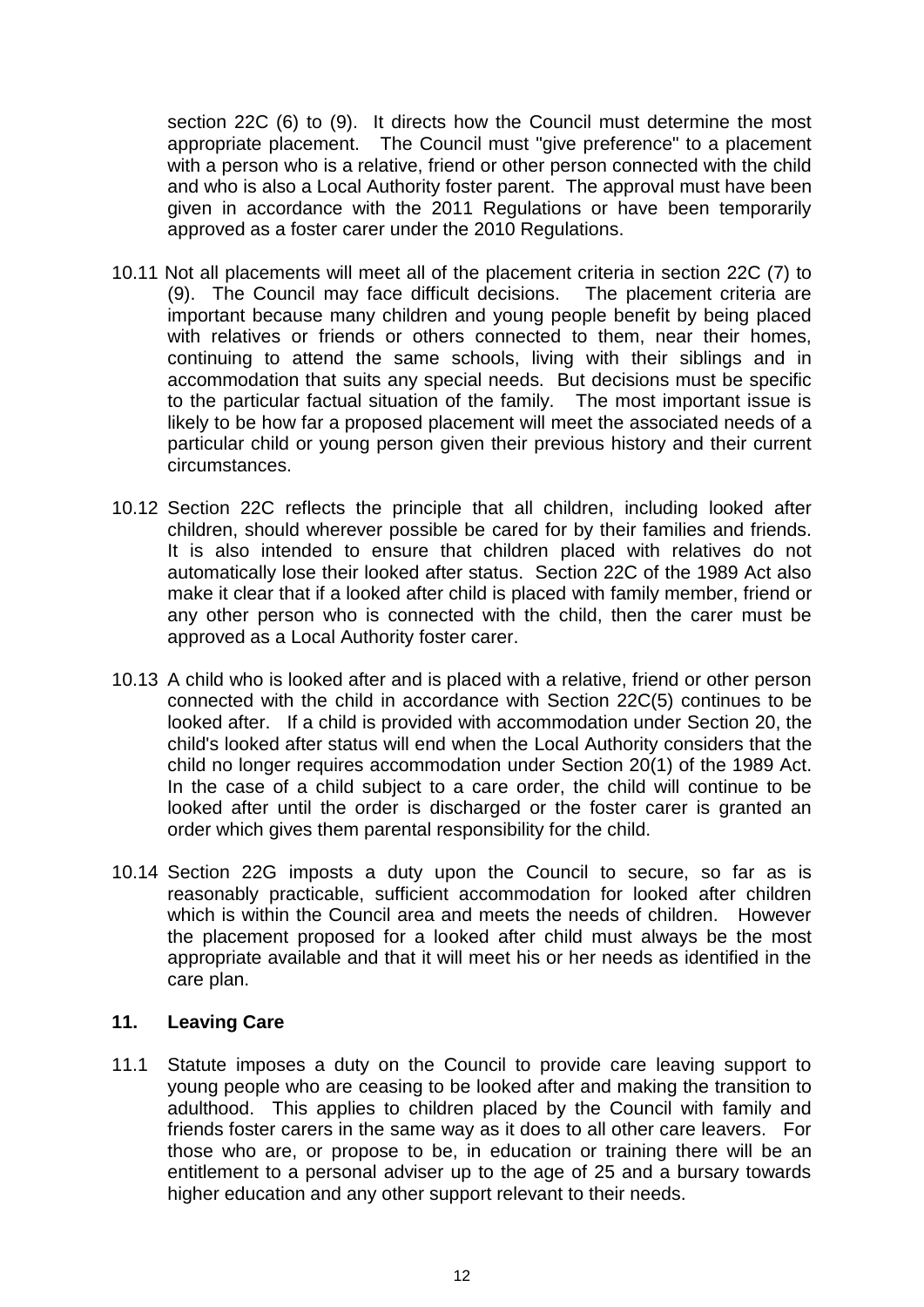section 22C (6) to (9). It directs how the Council must determine the most appropriate placement. The Council must "give preference" to a placement with a person who is a relative, friend or other person connected with the child and who is also a Local Authority foster parent. The approval must have been given in accordance with the 2011 Regulations or have been temporarily approved as a foster carer under the 2010 Regulations.

10.11 Not all placements will meet all of the placement criteria in section 22C (7) to (9). The Council may face difficult decisions. The placement criteria are important because many children and young people benefit by being placed with relatives or friends or others connected to them, near their homes, continuing to attend the same schools, living with their siblings and in accommodation that suits any special needs. But decisions must be specific to the particular factual situation of the family. The most important issue is likely to be how far a proposed placement will meet the associated needs of a particular child or young person given their previous history and their current circumstances.

10.12 Section 22C reflects the principle that all children, including looked after children, should wherever possible be cared for by their families and friends. It is also intended to ensure that children placed with relatives do not automatically lose their looked after status. Section 22C of the 1989 Act also make it clear that if a looked after child is placed with family member, friend or any other person who is connected with the child, then the carer must be approved as a Local Authority foster carer.

10.13 A child who is looked after and is placed with a relative, friend or other person connected with the child in accordance with Section 22C(5) continues to be looked after. If a child is provided with accommodation under Section 20, the child's looked after status will end when the Local Authority considers that the child no longer requires accommodation under Section 20(1) of the 1989 Act. In the case of a child subject to a care order, the child will continue to be looked after until the order is discharged or the foster carer is granted an order which gives them parental responsibility for the child.

10.14 Section 22G imposts a duty upon the Council to secure, so far as is reasonably practicable, sufficient accommodation for looked after children which is within the Council area and meets the needs of children. However the placement proposed for a looked after child must always be the most appropriate available and that it will meet his or her needs as identified in the care plan.

## 11. Leaving Care

11.1 Statute imposes a duty on the Council to provide care leaving support to young people who are ceasing to be looked after and making the transition to adulthood. This applies to children placed by the Council with family and friends foster carers in the same way as it does to all other care leavers. For those who are, or propose to be, in education or training there will be an entitlement to a personal adviser up to the age of 25 and a bursary towards higher education and any other support relevant to their needs.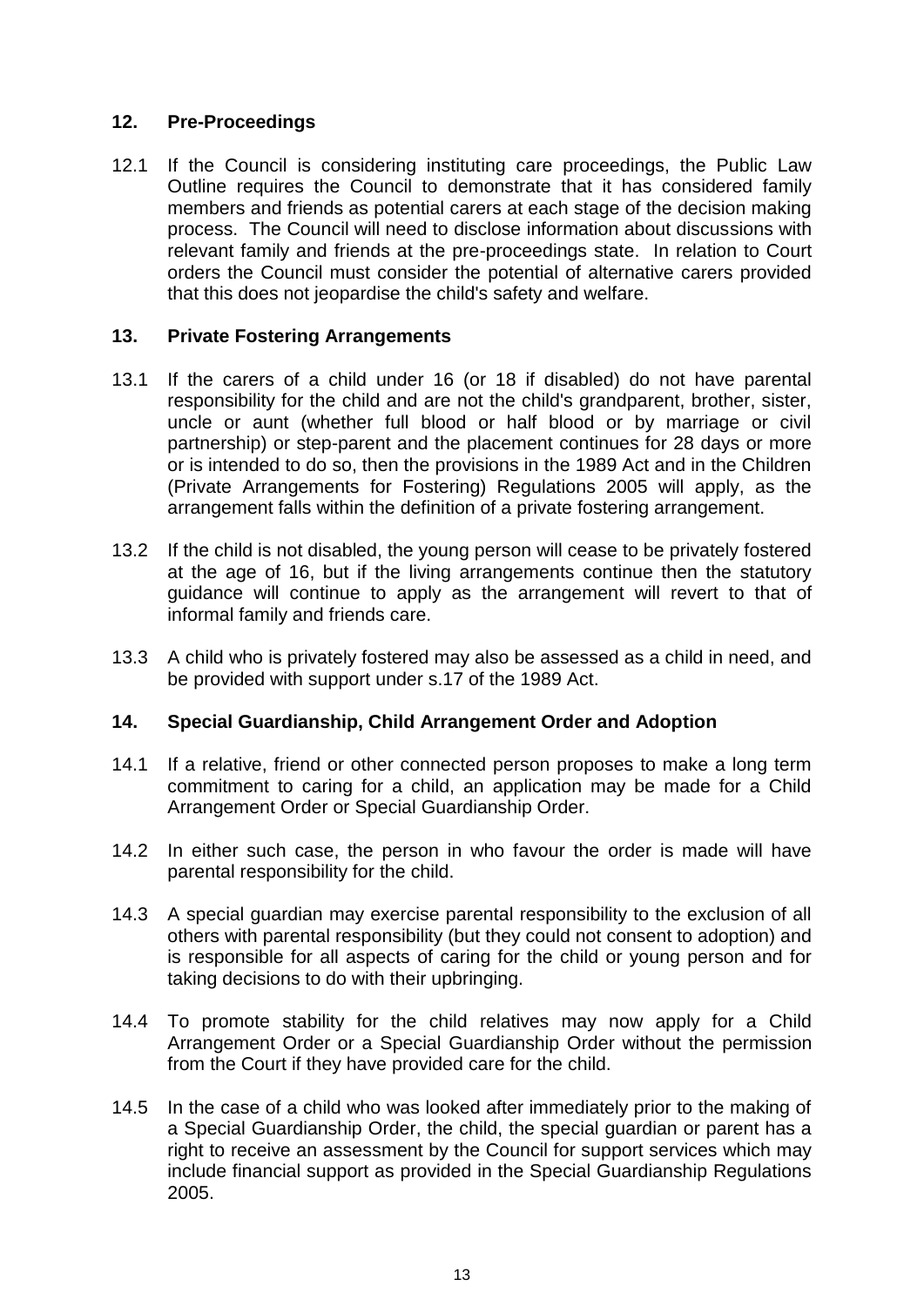## 12. Pre-Proceedings

12.1 If the Council is considering instituting care proceedings, the Public Law Outline requires the Council to demonstrate that it has considered family members and friends as potential carers at each stage of the decision making process. The Council will need to disclose information about discussions with relevant family and friends at the pre-proceedings state. In relation to Court orders the Council must consider the potential of alternative carers provided that this does not jeopardise the child's safety and welfare.

## 13. Private Fostering Arrangements

13.1 If the carers of a child under 16 (or 18 if disabled) do not have parental responsibility for the child and are not the child's grandparent, brother, sister, uncle or aunt (whether full blood or half blood or by marriage or civil partnership) or step-parent and the placement continues for 28 days or more or is intended to do so, then the provisions in the 1989 Act and in the Children (Private Arrangements for Fostering) Regulations 2005 will apply, as the arrangement falls within the definition of a private fostering arrangement.

13.2 If the child is not disabled, the young person will cease to be privately fostered at the age of 16, but if the living arrangements continue then the statutory guidance will continue to apply as the arrangement will revert to that of informal family and friends care.

13.3 A child who is privately fostered may also be assessed as a child in need, and be provided with support under s.17 of the 1989 Act.

## 14. Special Guardianship, Child Arrangement Order and Adoption

14.1 If a relative, friend or other connected person proposes to make a long term commitment to caring for a child, an application may be made for a Child Arrangement Order or Special Guardianship Order.

14.2 In either such case, the person in who favour the order is made will have parental responsibility for the child.

14.3 A special guardian may exercise parental responsibility to the exclusion of all others with parental responsibility (but they could not consent to adoption) and is responsible for all aspects of caring for the child or young person and for taking decisions to do with their upbringing.

14.4 To promote stability for the child relatives may now apply for a Child Arrangement Order or a Special Guardianship Order without the permission from the Court if they have provided care for the child.

14.5 In the case of a child who was looked after immediately prior to the making of a Special Guardianship Order, the child, the special guardian or parent has a right to receive an assessment by the Council for support services which may include financial support as provided in the Special Guardianship Regulations 2005.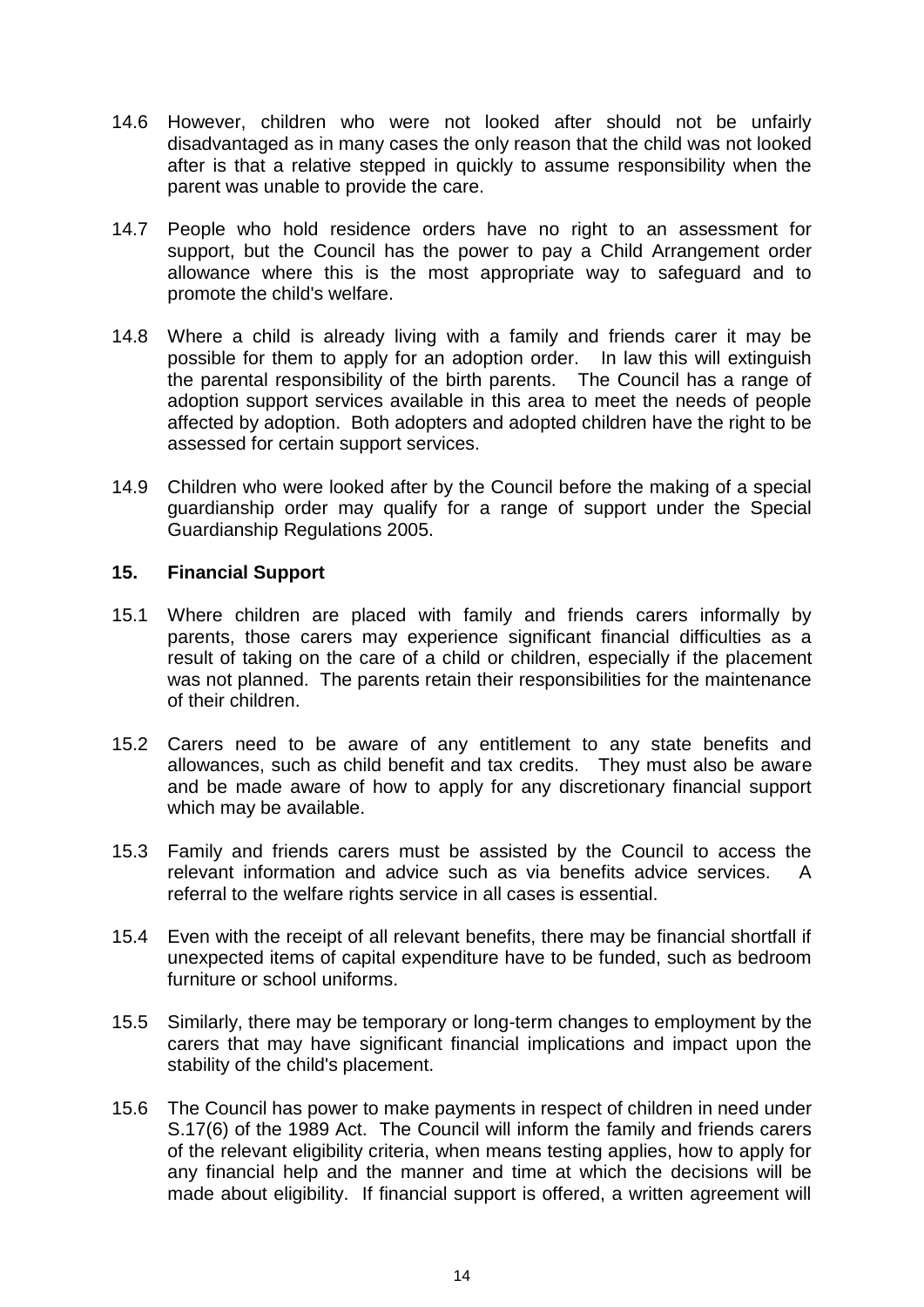14.6 However, children who were not looked after should not be unfairly disadvantaged as in many cases the only reason that the child was not looked after is that a relative stepped in quickly to assume responsibility when the parent was unable to provide the care.

14.7 People who hold residence orders have no right to an assessment for support, but the Council has the power to pay a Child Arrangement order allowance where this is the most appropriate way to safeguard and to promote the child's welfare.

14.8 Where a child is already living with a family and friends carer it may be possible for them to apply for an adoption order. In law this will extinguish the parental responsibility of the birth parents. The Council has a range of adoption support services available in this area to meet the needs of people affected by adoption. Both adopters and adopted children have the right to be assessed for certain support services.

14.9 Children who were looked after by the Council before the making of a special guardianship order may qualify for a range of support under the Special Guardianship Regulations 2005.

## 15. Financial Support

15.1 Where children are placed with family and friends carers informally by parents, those carers may experience significant financial difficulties as a result of taking on the care of a child or children, especially if the placement was not planned. The parents retain their responsibilities for the maintenance of their children.

15.2 Carers need to be aware of any entitlement to any state benefits and allowances, such as child benefit and tax credits. They must also be aware and be made aware of how to apply for any discretionary financial support which may be available.

15.3 Family and friends carers must be assisted by the Council to access the relevant information and advice such as via benefits advice services. A referral to the welfare rights service in all cases is essential.

15.4 Even with the receipt of all relevant benefits, there may be financial shortfall if unexpected items of capital expenditure have to be funded, such as bedroom furniture or school uniforms.

15.5 Similarly, there may be temporary or long-term changes to employment by the carers that may have significant financial implications and impact upon the stability of the child's placement.

15.6 The Council has power to make payments in respect of children in need under S.17(6) of the 1989 Act. The Council will inform the family and friends carers of the relevant eligibility criteria, when means testing applies, how to apply for any financial help and the manner and time at which the decisions will be made about eligibility. If financial support is offered, a written agreement will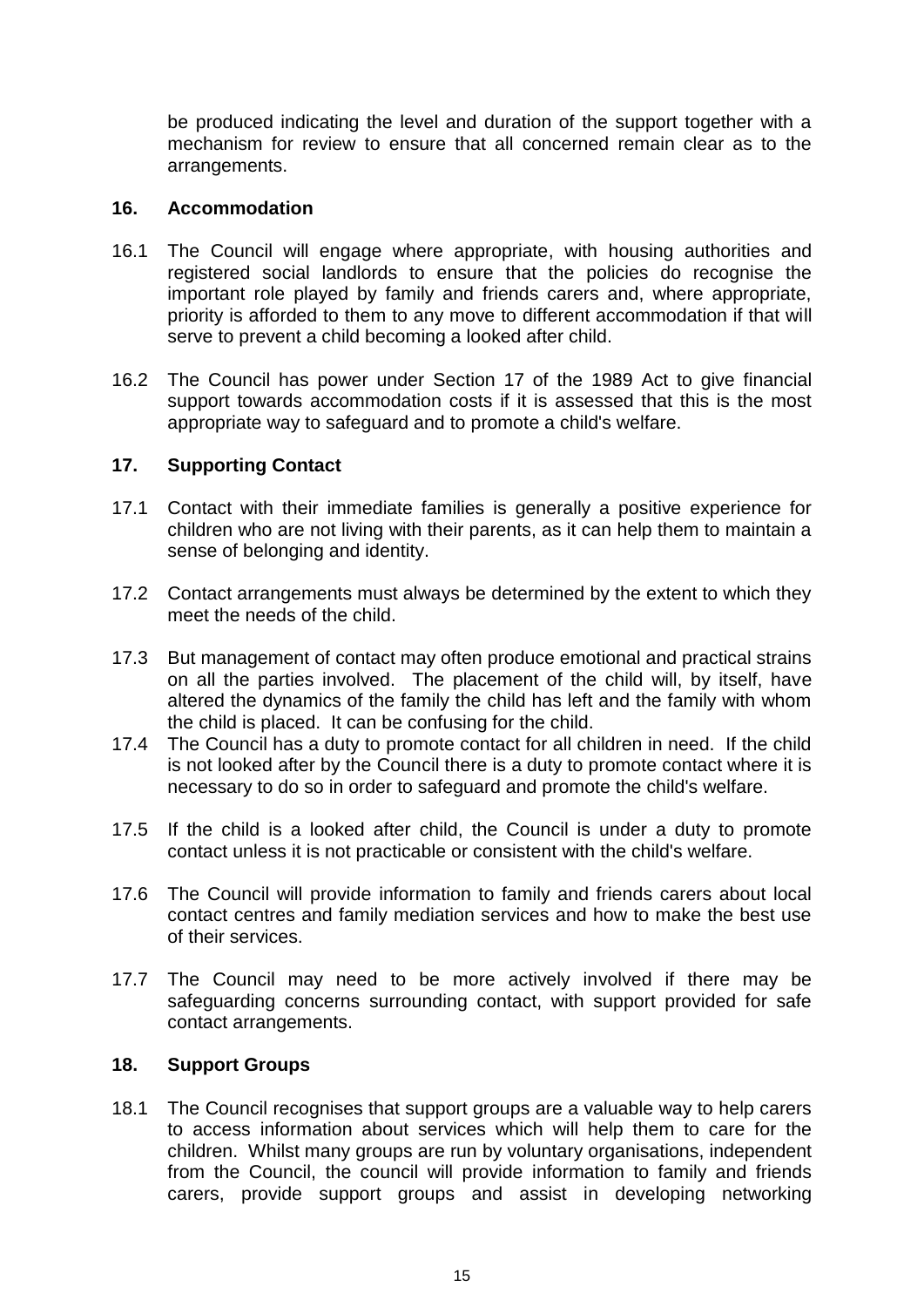be produced indicating the level and duration of the support together with a mechanism for review to ensure that all concerned remain clear as to the arrangements.

## 16. Accommodation

16.1 The Council will engage where appropriate, with housing authorities and registered social landlords to ensure that the policies do recognise the important role played by family and friends carers and, where appropriate, priority is afforded to them to any move to different accommodation if that will serve to prevent a child becoming a looked after child.

16.2 The Council has power under Section 17 of the 1989 Act to give financial support towards accommodation costs if it is assessed that this is the most appropriate way to safeguard and to promote a child's welfare.

## 17. Supporting Contact

17.1 Contact with their immediate families is generally a positive experience for children who are not living with their parents, as it can help them to maintain a sense of belonging and identity.

17.2 Contact arrangements must always be determined by the extent to which they meet the needs of the child.

17.3 But management of contact may often produce emotional and practical strains on all the parties involved. The placement of the child will, by itself, have altered the dynamics of the family the child has left and the family with whom the child is placed. It can be confusing for the child.

17.4 The Council has a duty to promote contact for all children in need. If the child is not looked after by the Council there is a duty to promote contact where it is necessary to do so in order to safeguard and promote the child's welfare.

17.5 If the child is a looked after child, the Council is under a duty to promote contact unless it is not practicable or consistent with the child's welfare.

17.6 The Council will provide information to family and friends carers about local contact centres and family mediation services and how to make the best use of their services.

17.7 The Council may need to be more actively involved if there may be safeguarding concerns surrounding contact, with support provided for safe contact arrangements.

## 18. Support Groups

18.1 The Council recognises that support groups are a valuable way to help carers to access information about services which will help them to care for the children. Whilst many groups are run by voluntary organisations, independent from the Council, the council will provide information to family and friends carers, provide support groups and assist in developing networking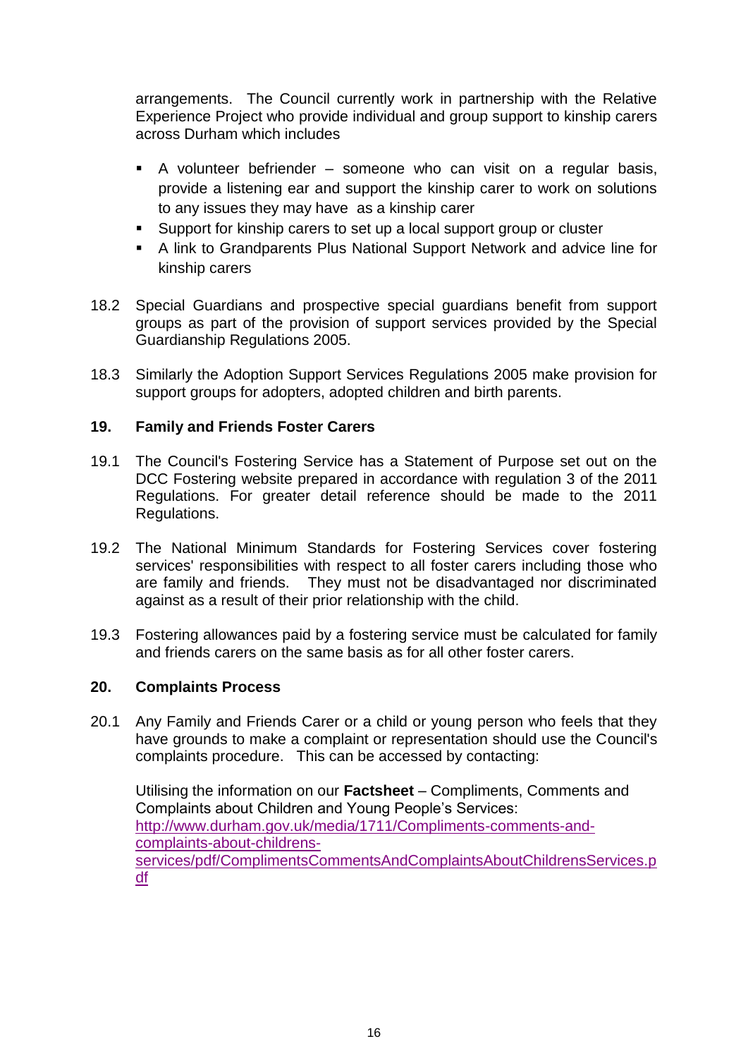arrangements. The Council currently work in partnership with the Relative Experience Project who provide individual and group support to kinship carers across Durham which includes

- A volunteer befriender – someone who can visit on a regular basis, provide a listening ear and support the kinship carer to work on solutions to any issues they may have as a kinship carer
- Support for kinship carers to set up a local support group or cluster
- A link to Grandparents Plus National Support Network and advice line for kinship carers

18.2 Special Guardians and prospective special guardians benefit from support groups as part of the provision of support services provided by the Special Guardianship Regulations 2005.

18.3 Similarly the Adoption Support Services Regulations 2005 make provision for support groups for adopters, adopted children and birth parents.

## 19. Family and Friends Foster Carers

19.1 The Council's Fostering Service has a Statement of Purpose set out on the DCC Fostering website prepared in accordance with regulation 3 of the 2011 Regulations. For greater detail reference should be made to the 2011 Regulations.

19.2 The National Minimum Standards for Fostering Services cover fostering services' responsibilities with respect to all foster carers including those who are family and friends. They must not be disadvantaged nor discriminated against as a result of their prior relationship with the child.

19.3 Fostering allowances paid by a fostering service must be calculated for family and friends carers on the same basis as for all other foster carers.

## 20. Complaints Process

20.1 Any Family and Friends Carer or a child or young person who feels that they have grounds to make a complaint or representation should use the Council's complaints procedure. This can be accessed by contacting:

Utilising the information on our **Factsheet** – Compliments, Comments and Complaints about Children and Young People's Services: [http://www.durham.gov.uk/media/1711/Compliments-comments-and-complaints-about-childrens-services/pdf/ComplimentsCommentsAndComplaintsAboutChildrensServices.pdf](http://www.durham.gov.uk/media/1711/Compliments-comments-and-complaints-about-childrens-services/pdf/ComplimentsCommentsAndComplaintsAboutChildrensServices.pdf)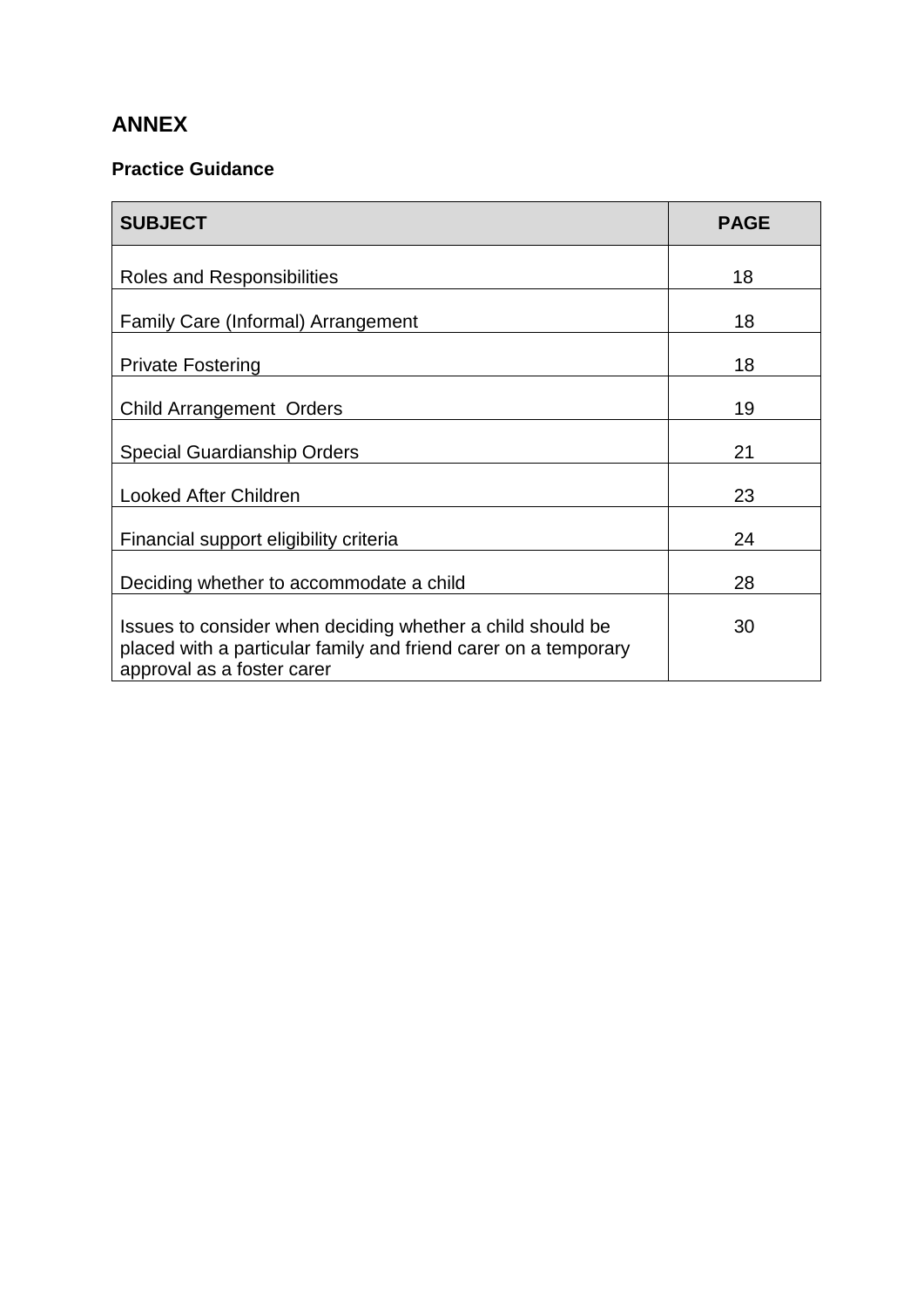## ANNEX

### Practice Guidance

| SUBJECT | PAGE |
|---|---|
| Roles and Responsibilities | 18 |
| Family Care (Informal) Arrangement | 18 |
| Private Fostering | 18 |
| Child Arrangement Orders | 19 |
| Special Guardianship Orders | 21 |
| Looked After Children | 23 |
| Financial support eligibility criteria | 24 |
| Deciding whether to accommodate a child | 28 |
| Issues to consider when deciding whether a child should be placed with a particular family and friend carer on a temporary approval as a foster carer | 30 |